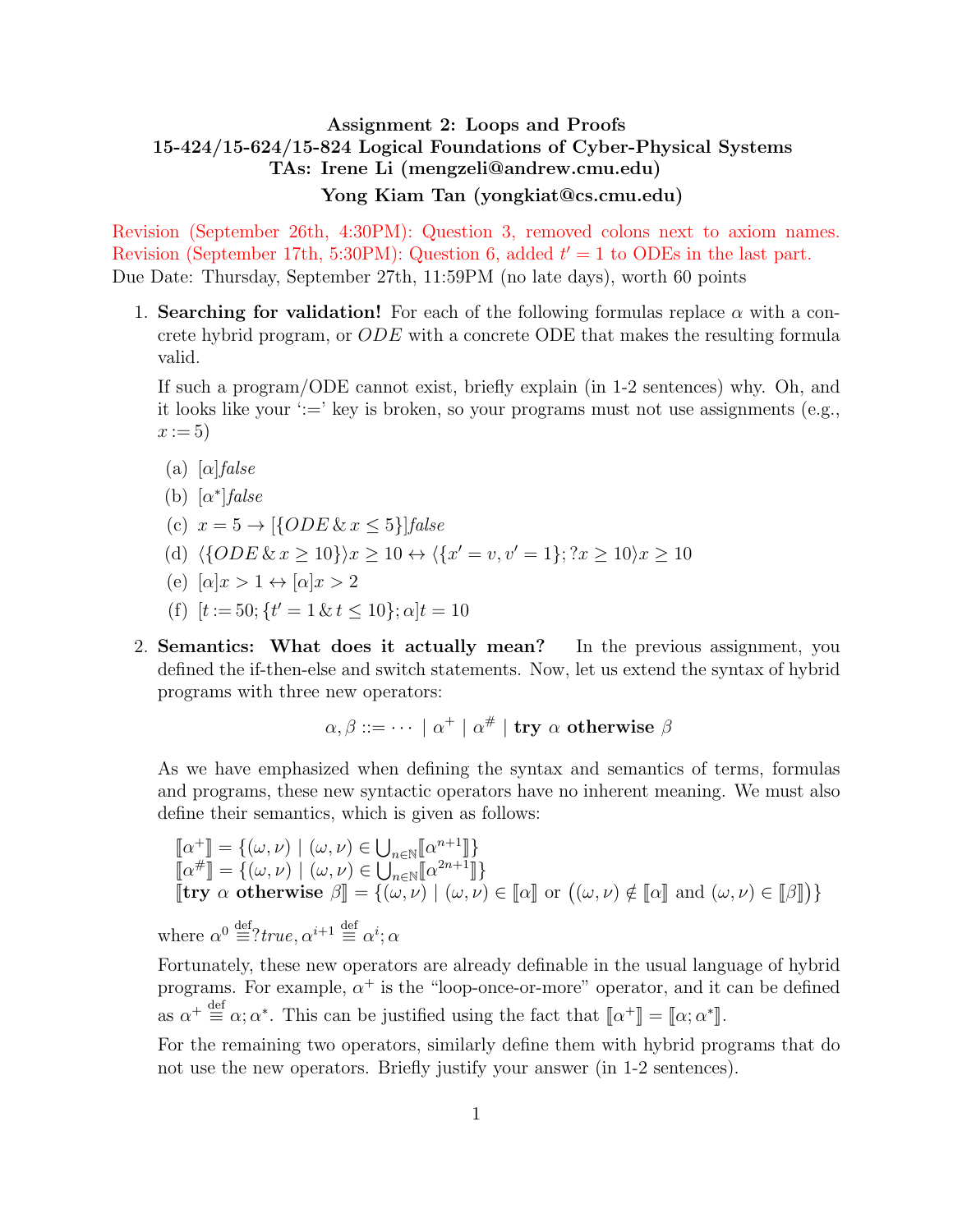**Assignment 2: Loops and Proofs**
**15-424/15-624/15-824 Logical Foundations of Cyber-Physical Systems**
**TAs: Irene Li (mengzeli@andrew.cmu.edu)**
**Yong Kiam Tan (yongkiat@cs.cmu.edu)**

Revision (September 26th, 4:30PM): Question 3, removed colons next to axiom names.
Revision (September 17th, 5:30PM): Question 6, added $t' = 1$ to ODEs in the last part.
Due Date: Thursday, September 27th, 11:59PM (no late days), worth 60 points

1. **Searching for validation!** For each of the following formulas replace $\alpha$ with a concrete hybrid program, or $ODE$ with a concrete ODE that makes the resulting formula valid.

   If such a program/ODE cannot exist, briefly explain (in 1-2 sentences) why. Oh, and it looks like your ':=' key is broken, so your programs must not use assignments (e.g., $x := 5$)

   (a) $[\alpha]\mathit{false}$

   (b) $[\alpha^*]\mathit{false}$

   (c) $x = 5 \rightarrow [\{ODE \,\&\, x \leq 5\}]\mathit{false}$

   (d) $\langle\{ODE \,\&\, x \geq 10\}\rangle x \geq 10 \leftrightarrow \langle\{x' = v, v' = 1\}; ?x \geq 10\rangle x \geq 10$

   (e) $[\alpha]x > 1 \leftrightarrow [\alpha]x > 2$

   (f) $[t := 50; \{t' = 1 \,\&\, t \leq 10\}; \alpha]t = 10$

2. **Semantics: What does it actually mean?** In the previous assignment, you defined the if-then-else and switch statements. Now, let us extend the syntax of hybrid programs with three new operators:

$$\alpha, \beta ::= \cdots \mid \alpha^+ \mid \alpha^\# \mid \textbf{try } \alpha \textbf{ otherwise } \beta$$

   As we have emphasized when defining the syntax and semantics of terms, formulas and programs, these new syntactic operators have no inherent meaning. We must also define their semantics, which is given as follows:

$$[\![\alpha^+]\!] = \{(\omega, \nu) \mid (\omega, \nu) \in \textstyle\bigcup_{n \in \mathbb{N}} [\![\alpha^{n+1}]\!]\}$$
$$[\![\alpha^\#]\!] = \{(\omega, \nu) \mid (\omega, \nu) \in \textstyle\bigcup_{n \in \mathbb{N}} [\![\alpha^{2n+1}]\!]\}$$
$$[\![\textbf{try } \alpha \textbf{ otherwise } \beta]\!] = \{(\omega, \nu) \mid (\omega, \nu) \in [\![\alpha]\!] \text{ or } \big((\omega, \nu) \notin [\![\alpha]\!] \text{ and } (\omega, \nu) \in [\![\beta]\!]\big)\}$$

   where $\alpha^0 \overset{\text{def}}{\equiv} ?\mathit{true}, \alpha^{i+1} \overset{\text{def}}{\equiv} \alpha^i; \alpha$

   Fortunately, these new operators are already definable in the usual language of hybrid programs. For example, $\alpha^+$ is the "loop-once-or-more" operator, and it can be defined as $\alpha^+ \overset{\text{def}}{\equiv} \alpha; \alpha^*$. This can be justified using the fact that $[\![\alpha^+]\!] = [\![\alpha; \alpha^*]\!]$.

   For the remaining two operators, similarly define them with hybrid programs that do not use the new operators. Briefly justify your answer (in 1-2 sentences).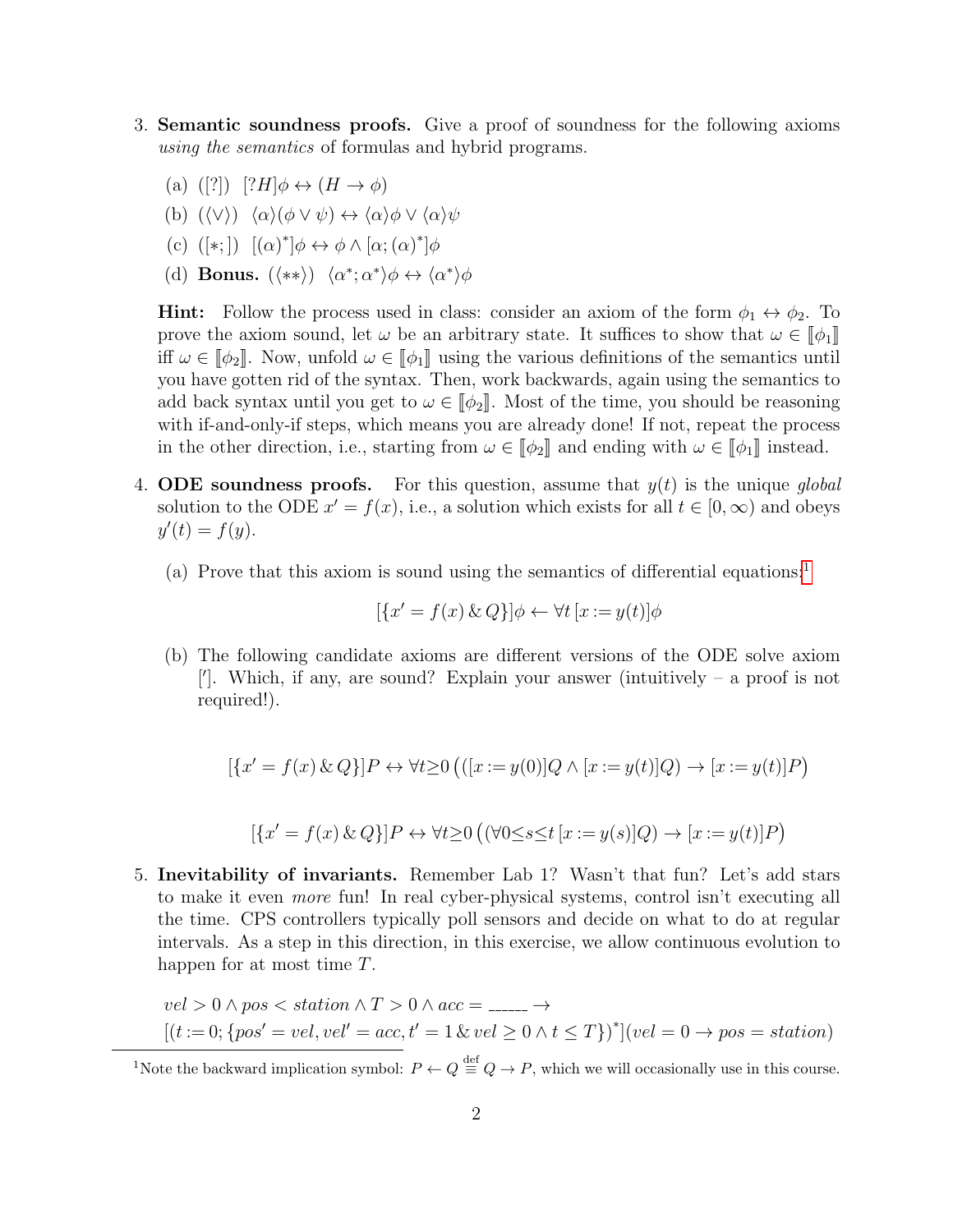3. **Semantic soundness proofs.** Give a proof of soundness for the following axioms *using the semantics* of formulas and hybrid programs.

   (a) ([?]) $[?H]\phi \leftrightarrow (H \rightarrow \phi)$

   (b) ($\langle\vee\rangle$) $\langle\alpha\rangle(\phi \vee \psi) \leftrightarrow \langle\alpha\rangle\phi \vee \langle\alpha\rangle\psi$

   (c) ([∗;]) $[(\alpha)^*]\phi \leftrightarrow \phi \wedge [\alpha; (\alpha)^*]\phi$

   (d) **Bonus.** ($\langle{*}{*}\rangle$) $\langle\alpha^*; \alpha^*\rangle\phi \leftrightarrow \langle\alpha^*\rangle\phi$

   **Hint:** Follow the process used in class: consider an axiom of the form $\phi_1 \leftrightarrow \phi_2$. To prove the axiom sound, let $\omega$ be an arbitrary state. It suffices to show that $\omega \in [\![\phi_1]\!]$ iff $\omega \in [\![\phi_2]\!]$. Now, unfold $\omega \in [\![\phi_1]\!]$ using the various definitions of the semantics until you have gotten rid of the syntax. Then, work backwards, again using the semantics to add back syntax until you get to $\omega \in [\![\phi_2]\!]$. Most of the time, you should be reasoning with if-and-only-if steps, which means you are already done! If not, repeat the process in the other direction, i.e., starting from $\omega \in [\![\phi_2]\!]$ and ending with $\omega \in [\![\phi_1]\!]$ instead.

4. **ODE soundness proofs.** For this question, assume that $y(t)$ is the unique *global* solution to the ODE $x' = f(x)$, i.e., a solution which exists for all $t \in [0, \infty)$ and obeys $y'(t) = f(y)$.

   (a) Prove that this axiom is sound using the semantics of differential equations:[1]

   $$[\{x' = f(x) \,\&\, Q\}]\phi \leftarrow \forall t\, [x := y(t)]\phi$$

   (b) The following candidate axioms are different versions of the ODE solve axiom [′]. Which, if any, are sound? Explain your answer (intuitively – a proof is not required!).

   $$[\{x' = f(x) \,\&\, Q\}]P \leftrightarrow \forall t{\geq}0 \left(([x := y(0)]Q \wedge [x := y(t)]Q) \rightarrow [x := y(t)]P\right)$$

   $$[\{x' = f(x) \,\&\, Q\}]P \leftrightarrow \forall t{\geq}0 \left((\forall 0{\leq}s{\leq}t\, [x := y(s)]Q) \rightarrow [x := y(t)]P\right)$$

5. **Inevitability of invariants.** Remember Lab 1? Wasn't that fun? Let's add stars to make it even *more* fun! In real cyber-physical systems, control isn't executing all the time. CPS controllers typically poll sensors and decide on what to do at regular intervals. As a step in this direction, in this exercise, we allow continuous evolution to happen for at most time $T$.

   $$vel > 0 \wedge pos < station \wedge T > 0 \wedge acc = \underline{\hspace{1.5em}} \rightarrow$$
   $$[(t := 0; \{pos' = vel, vel' = acc, t' = 1 \,\&\, vel \geq 0 \wedge t \leq T\})^*](vel = 0 \rightarrow pos = station)$$

---

[1] Note the backward implication symbol: $P \leftarrow Q \overset{\text{def}}{\equiv} Q \rightarrow P$, which we will occasionally use in this course.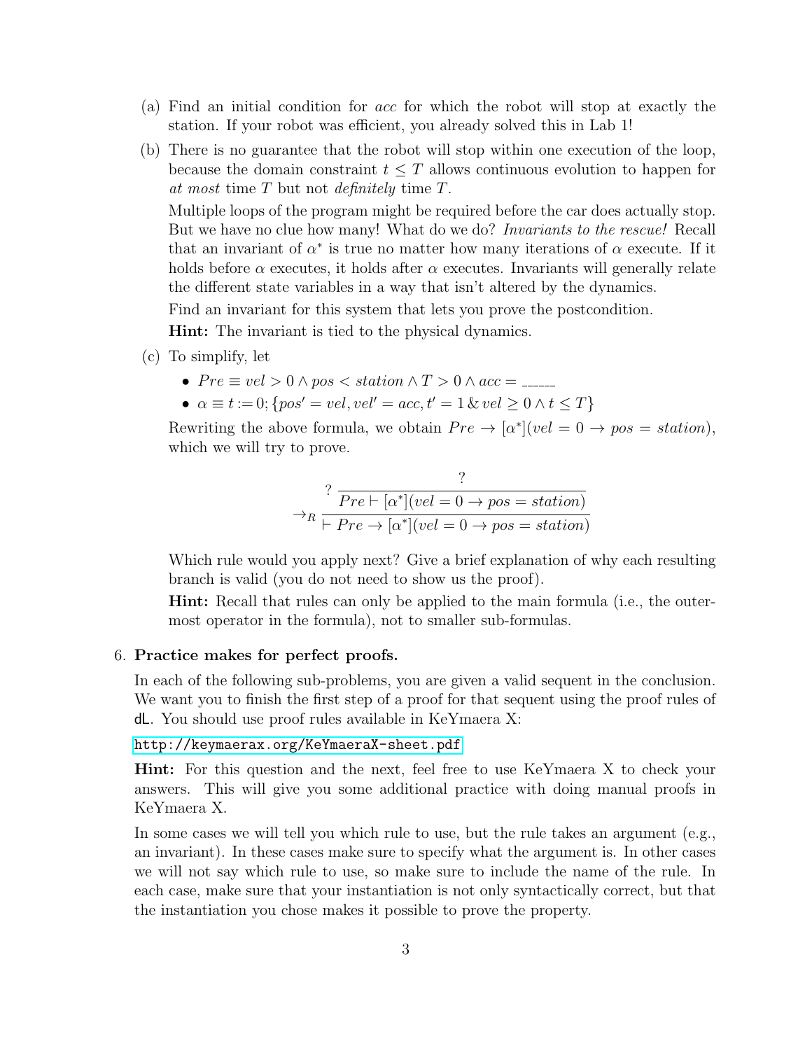(a) Find an initial condition for *acc* for which the robot will stop at exactly the station. If your robot was efficient, you already solved this in Lab 1!

(b) There is no guarantee that the robot will stop within one execution of the loop, because the domain constraint $t \leq T$ allows continuous evolution to happen for *at most* time $T$ but not *definitely* time $T$.

Multiple loops of the program might be required before the car does actually stop. But we have no clue how many! What do we do? *Invariants to the rescue!* Recall that an invariant of $\alpha^*$ is true no matter how many iterations of $\alpha$ execute. If it holds before $\alpha$ executes, it holds after $\alpha$ executes. Invariants will generally relate the different state variables in a way that isn't altered by the dynamics.

Find an invariant for this system that lets you prove the postcondition.

**Hint:** The invariant is tied to the physical dynamics.

(c) To simplify, let

- $Pre \equiv vel > 0 \land pos < station \land T > 0 \land acc =$ ______
- $\alpha \equiv t := 0; \{pos' = vel, vel' = acc, t' = 1 \,\&\, vel \geq 0 \land t \leq T\}$

Rewriting the above formula, we obtain $Pre \rightarrow [\alpha^*](vel = 0 \rightarrow pos = station)$, which we will try to prove.

$$\rightarrow_R \dfrac{? \; \dfrac{?}{Pre \vdash [\alpha^*](vel = 0 \rightarrow pos = station)}}{\vdash Pre \rightarrow [\alpha^*](vel = 0 \rightarrow pos = station)}$$

Which rule would you apply next? Give a brief explanation of why each resulting branch is valid (you do not need to show us the proof).

**Hint:** Recall that rules can only be applied to the main formula (i.e., the outermost operator in the formula), not to smaller sub-formulas.

6. **Practice makes for perfect proofs.**

In each of the following sub-problems, you are given a valid sequent in the conclusion. We want you to finish the first step of a proof for that sequent using the proof rules of dL. You should use proof rules available in KeYmaera X:

http://keymaerax.org/KeYmaeraX-sheet.pdf

**Hint:** For this question and the next, feel free to use KeYmaera X to check your answers. This will give you some additional practice with doing manual proofs in KeYmaera X.

In some cases we will tell you which rule to use, but the rule takes an argument (e.g., an invariant). In these cases make sure to specify what the argument is. In other cases we will not say which rule to use, so make sure to include the name of the rule. In each case, make sure that your instantiation is not only syntactically correct, but that the instantiation you chose makes it possible to prove the property.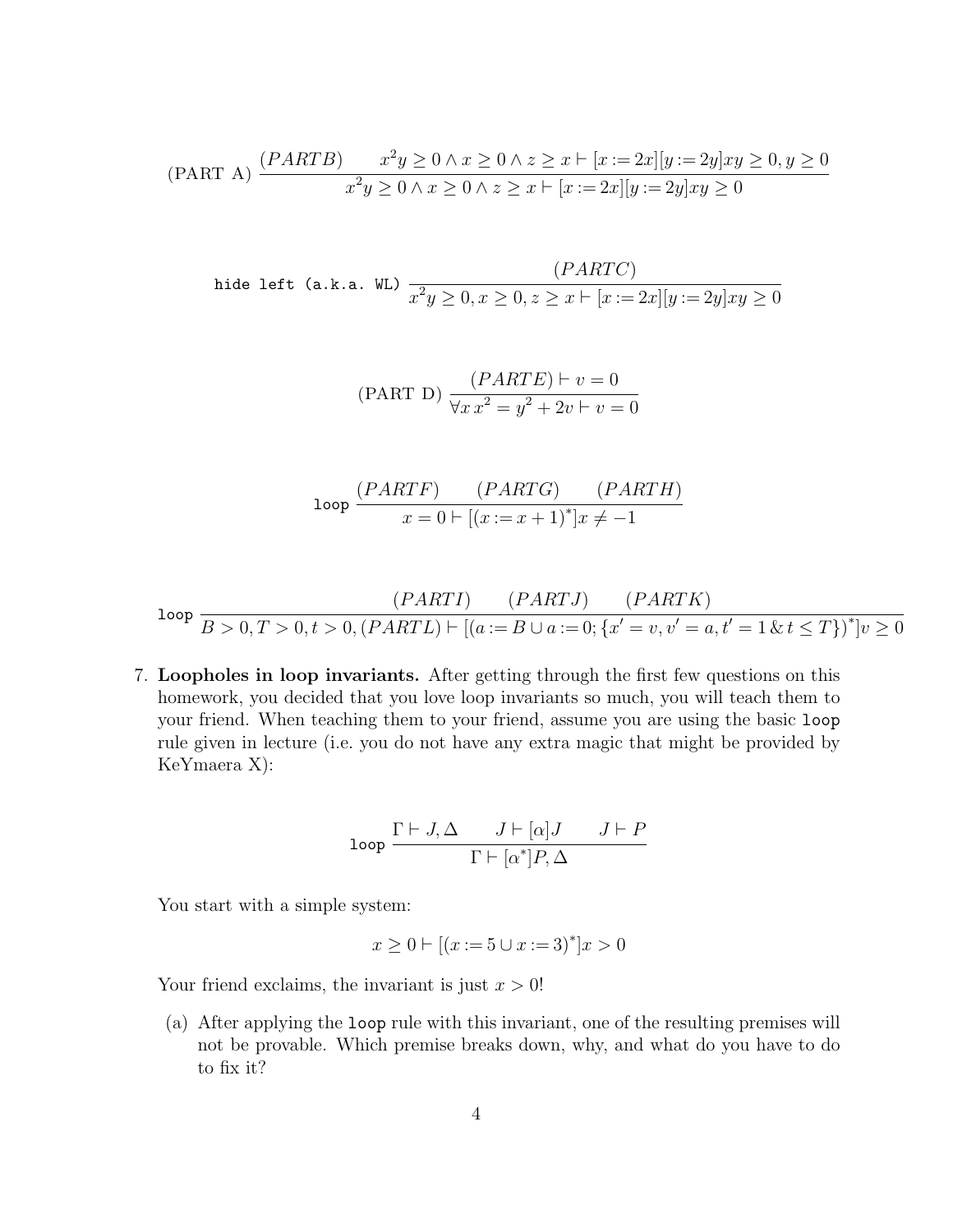$$\text{(PART A)}\ \frac{(PARTB) \qquad x^2y \geq 0 \wedge x \geq 0 \wedge z \geq x \vdash [x := 2x][y := 2y]xy \geq 0, y \geq 0}{x^2y \geq 0 \wedge x \geq 0 \wedge z \geq x \vdash [x := 2x][y := 2y]xy \geq 0}$$

$$\texttt{hide left (a.k.a. WL)}\ \frac{(PARTC)}{x^2y \geq 0, x \geq 0, z \geq x \vdash [x := 2x][y := 2y]xy \geq 0}$$

$$\text{(PART D)}\ \frac{(PARTE) \vdash v = 0}{\forall x\, x^2 = y^2 + 2v \vdash v = 0}$$

$$\texttt{loop}\ \frac{(PARTF) \qquad (PARTG) \qquad (PARTH)}{x = 0 \vdash [(x := x + 1)^*]x \neq -1}$$

$$\texttt{loop}\ \frac{(PARTI) \qquad (PARTJ) \qquad (PARTK)}{B > 0, T > 0, t > 0, (PARTL) \vdash [(a := B \cup a := 0; \{x' = v, v' = a, t' = 1 \,\&\, t \leq T\})^*]v \geq 0}$$

7. **Loopholes in loop invariants.** After getting through the first few questions on this homework, you decided that you love loop invariants so much, you will teach them to your friend. When teaching them to your friend, assume you are using the basic `loop` rule given in lecture (i.e. you do not have any extra magic that might be provided by KeYmaera X):

$$\texttt{loop}\ \frac{\Gamma \vdash J, \Delta \qquad J \vdash [\alpha]J \qquad J \vdash P}{\Gamma \vdash [\alpha^*]P, \Delta}$$

You start with a simple system:

$$x \geq 0 \vdash [(x := 5 \cup x := 3)^*]x > 0$$

Your friend exclaims, the invariant is just $x > 0$!

(a) After applying the `loop` rule with this invariant, one of the resulting premises will not be provable. Which premise breaks down, why, and what do you have to do to fix it?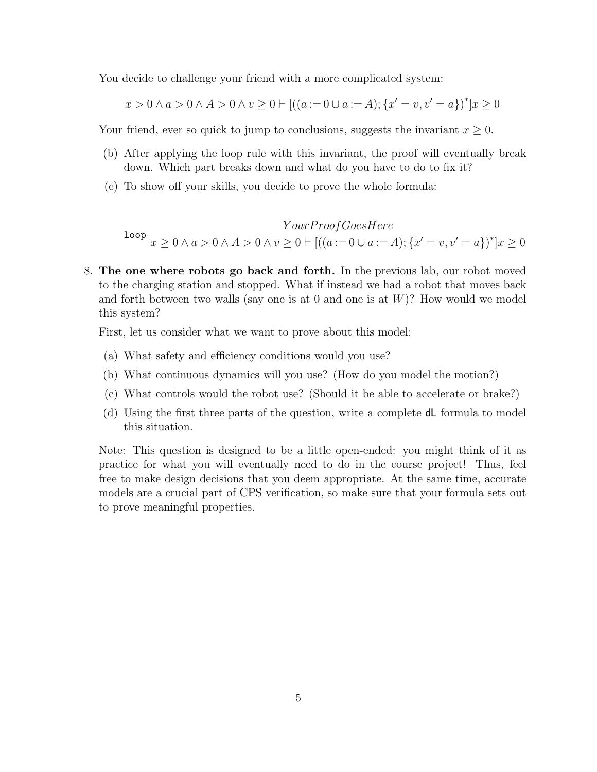You decide to challenge your friend with a more complicated system:

$$x > 0 \land a > 0 \land A > 0 \land v \geq 0 \vdash [((a := 0 \cup a := A); \{x' = v, v' = a\})^*] x \geq 0$$

Your friend, ever so quick to jump to conclusions, suggests the invariant $x \geq 0$.

(b) After applying the loop rule with this invariant, the proof will eventually break down. Which part breaks down and what do you have to do to fix it?

(c) To show off your skills, you decide to prove the whole formula:

$$\texttt{loop}\ \frac{YourProofGoesHere}{x \geq 0 \land a > 0 \land A > 0 \land v \geq 0 \vdash [((a := 0 \cup a := A); \{x' = v, v' = a\})^*] x \geq 0}$$

8. **The one where robots go back and forth.** In the previous lab, our robot moved to the charging station and stopped. What if instead we had a robot that moves back and forth between two walls (say one is at 0 and one is at $W$)? How would we model this system?

   First, let us consider what we want to prove about this model:

   (a) What safety and efficiency conditions would you use?

   (b) What continuous dynamics will you use? (How do you model the motion?)

   (c) What controls would the robot use? (Should it be able to accelerate or brake?)

   (d) Using the first three parts of the question, write a complete dL formula to model this situation.

   Note: This question is designed to be a little open-ended: you might think of it as practice for what you will eventually need to do in the course project! Thus, feel free to make design decisions that you deem appropriate. At the same time, accurate models are a crucial part of CPS verification, so make sure that your formula sets out to prove meaningful properties.